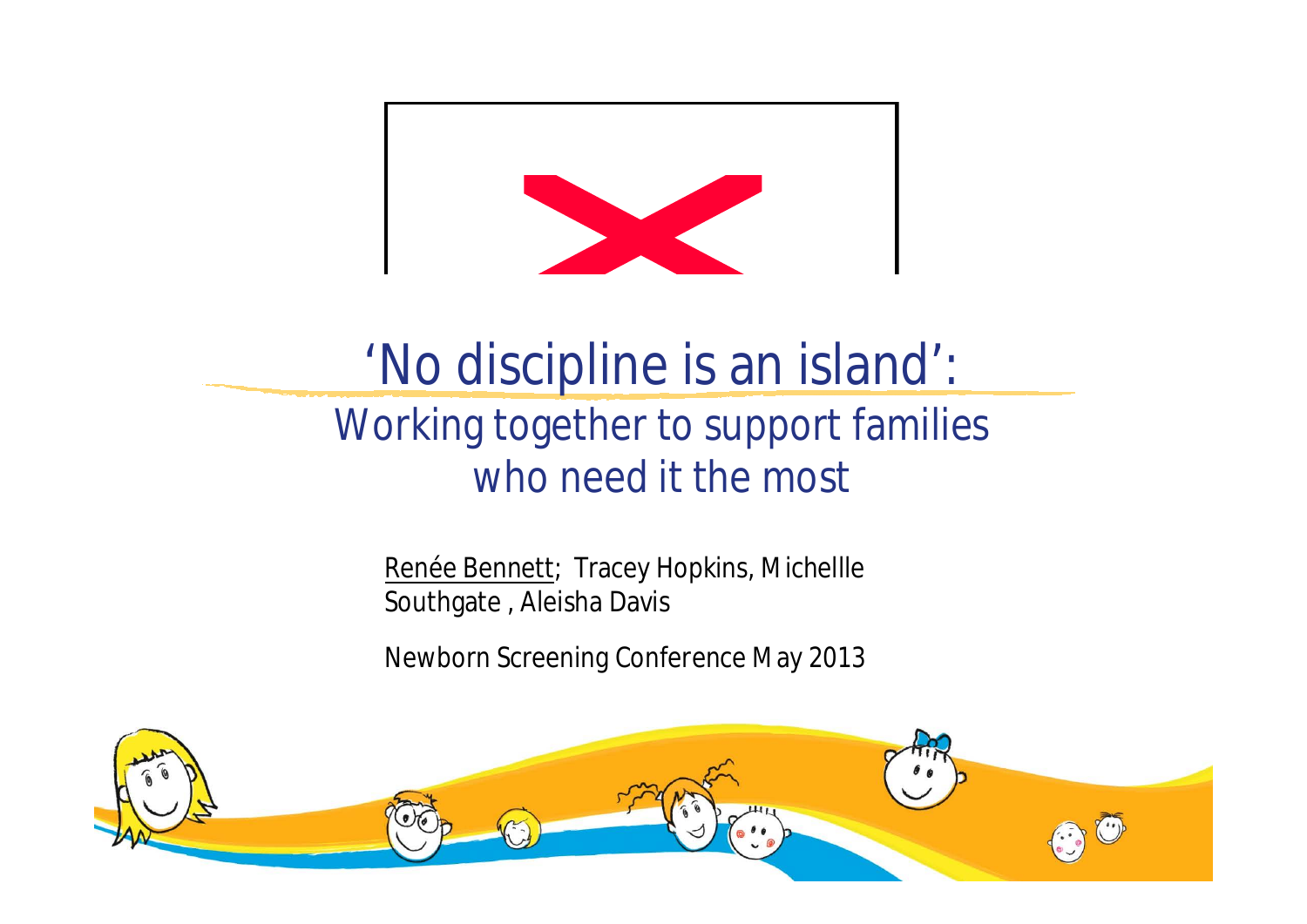# 'No discipline is an island':

## Working together to support families who need it the most

Renée Bennett; Tracey Hopkins, Michellle Southgate , Aleisha Davis

Newborn Screening Conference May 2013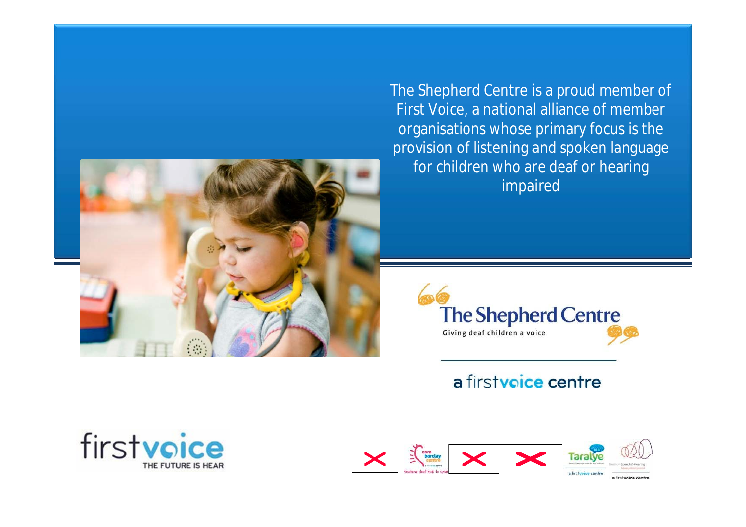The Shepherd Centre is a proud member of First Voice, a national alliance of member organisations whose primary focus is the provision of listening and spoken language for children who are deaf or hearing impaired

The Shepherd Centre

Giving deaf children a voice

a firstvoice centre

firstvoice

THE FUTURE IS HEAR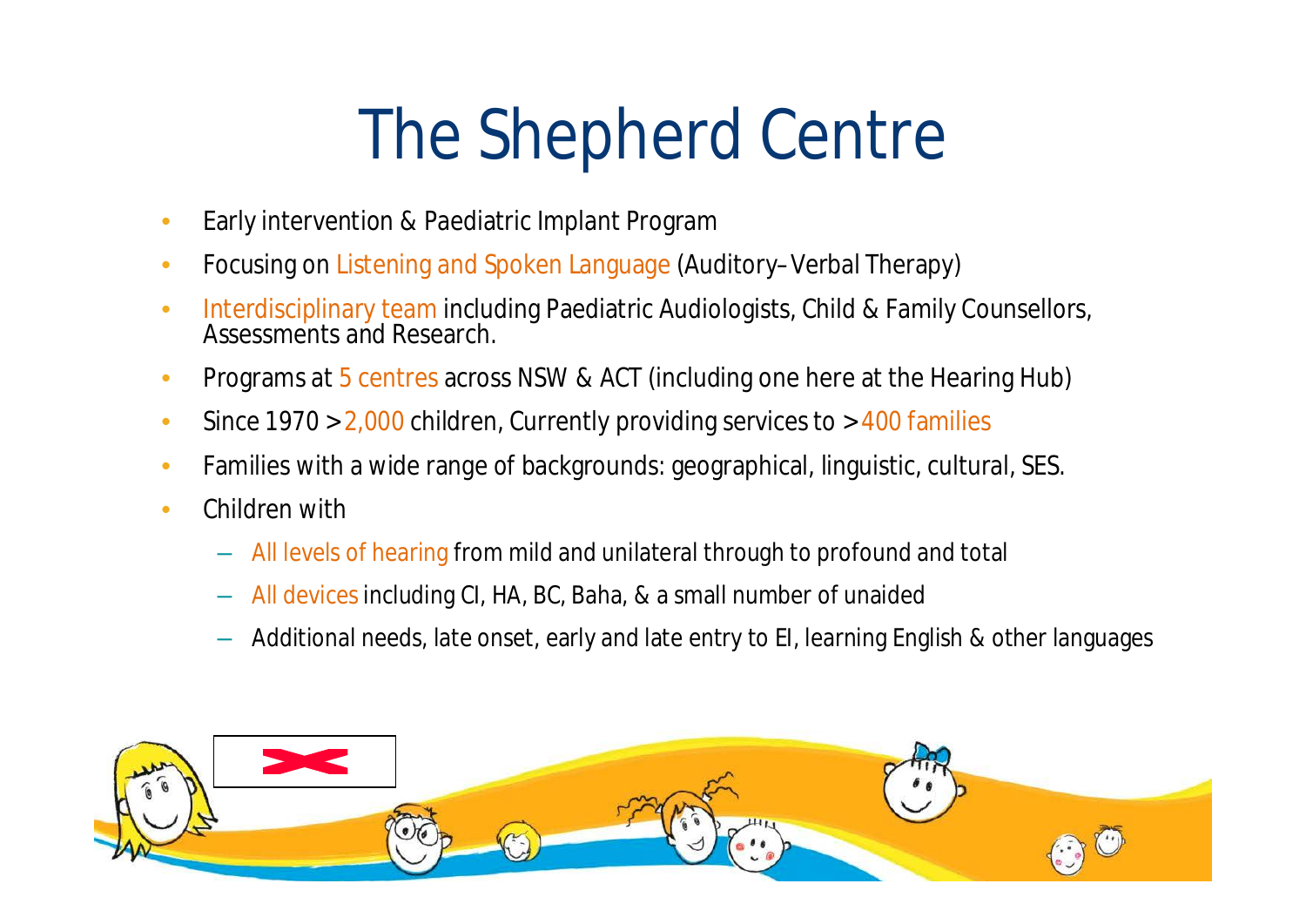# The Shepherd Centre

- Early intervention & Paediatric Implant Program
- Focusing on Listening and Spoken Language (Auditory–Verbal Therapy)
- Interdisciplinary team including Paediatric Audiologists, Child & Family Counsellors, Assessments and Research.
- Programs at 5 centres across NSW & ACT (including one here at the Hearing Hub)
- Since 1970 >2,000 children, Currently providing services to >400 families
- Families with a wide range of backgrounds: geographical, linguistic, cultural, SES.
- Children with
  - All levels of hearing from mild and unilateral through to profound and total
  - All devices including CI, HA, BC, Baha, & a small number of unaided
  - Additional needs, late onset, early and late entry to EI, learning English & other languages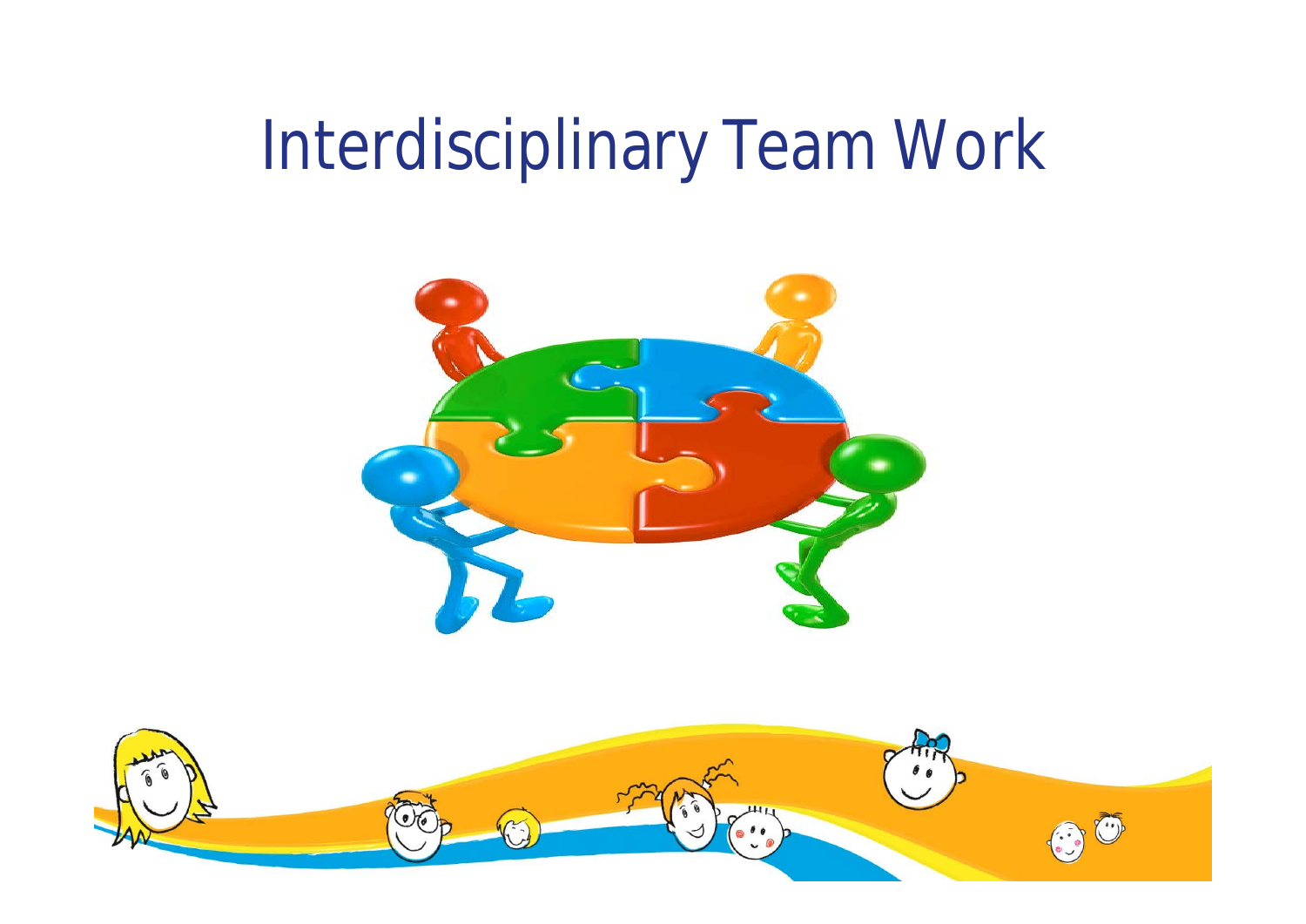# Interdisciplinary Team Work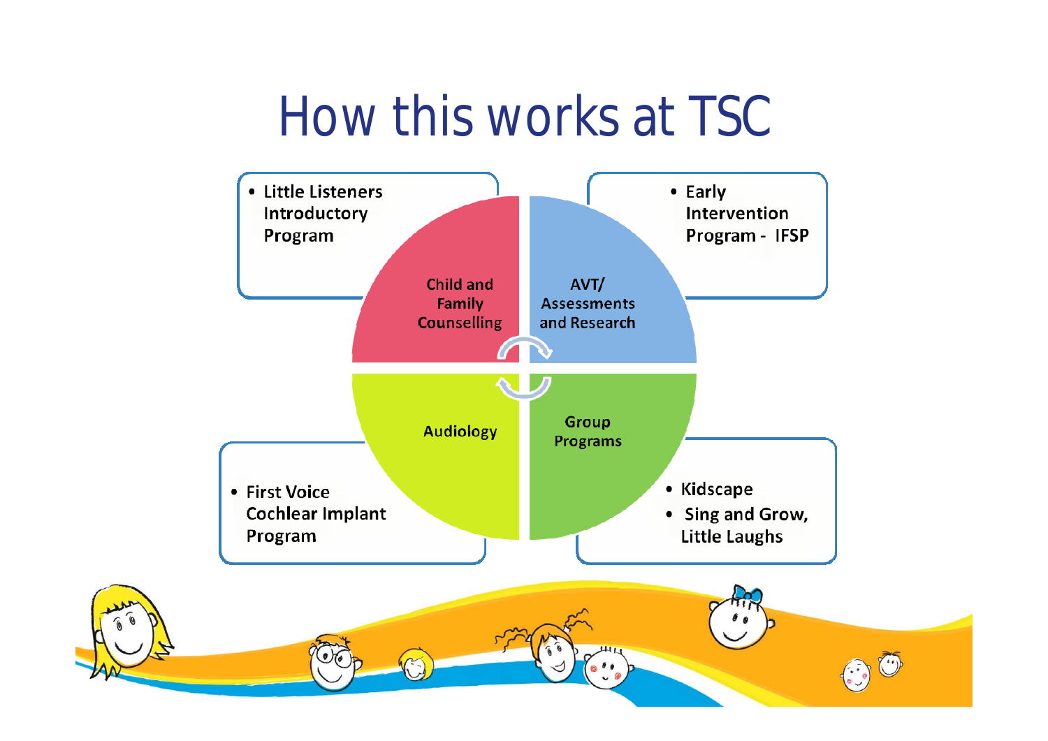# How this works at TSC

- Little Listeners Introductory Program

Child and Family Counselling

- Early Intervention Program - IFSP

AVT/ Assessments and Research

Audiology

- First Voice Cochlear Implant Program

Group Programs

- Kidscape
- Sing and Grow, Little Laughs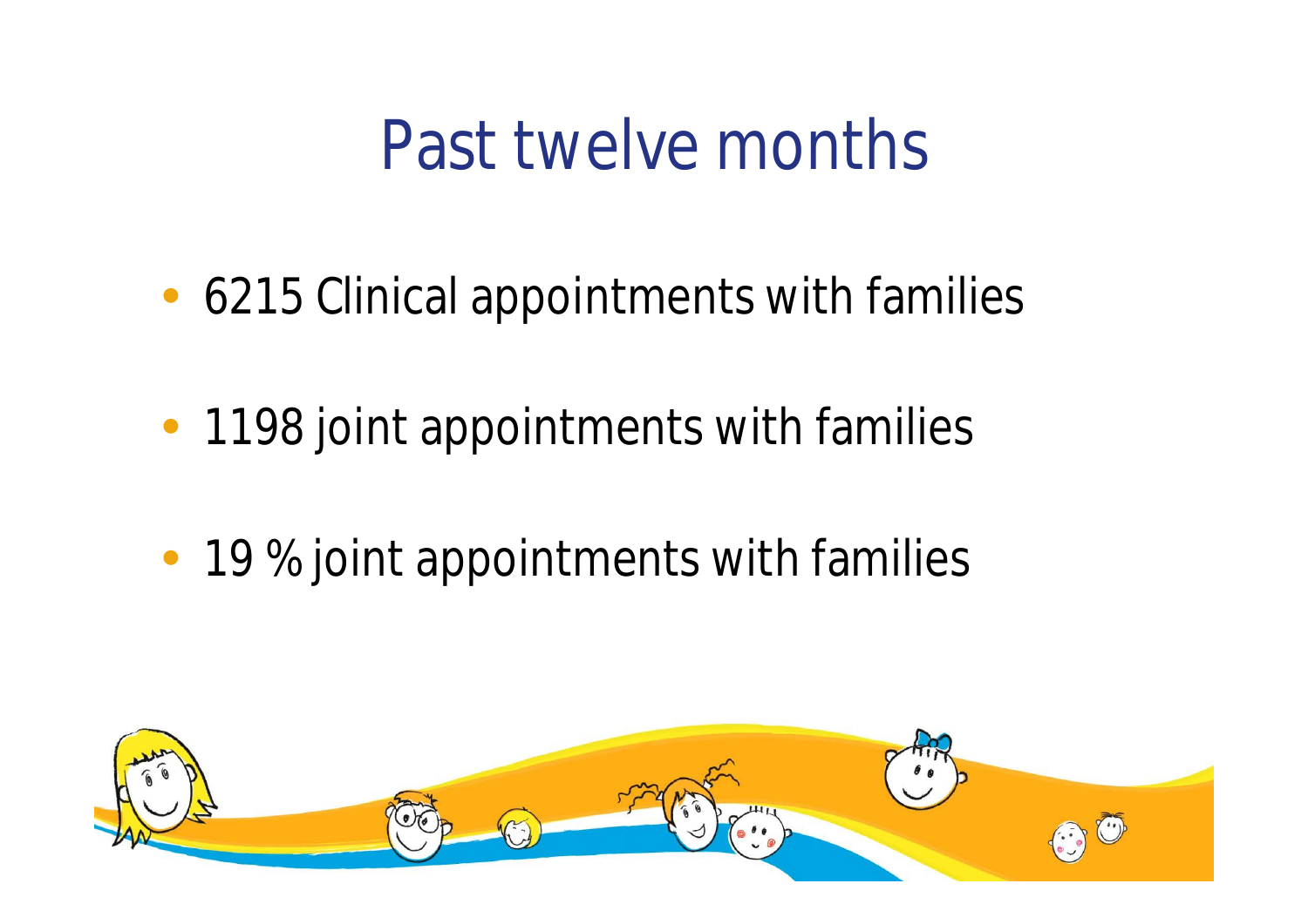# Past twelve months

- 6215 Clinical appointments with families
- 1198 joint appointments with families
- 19 % joint appointments with families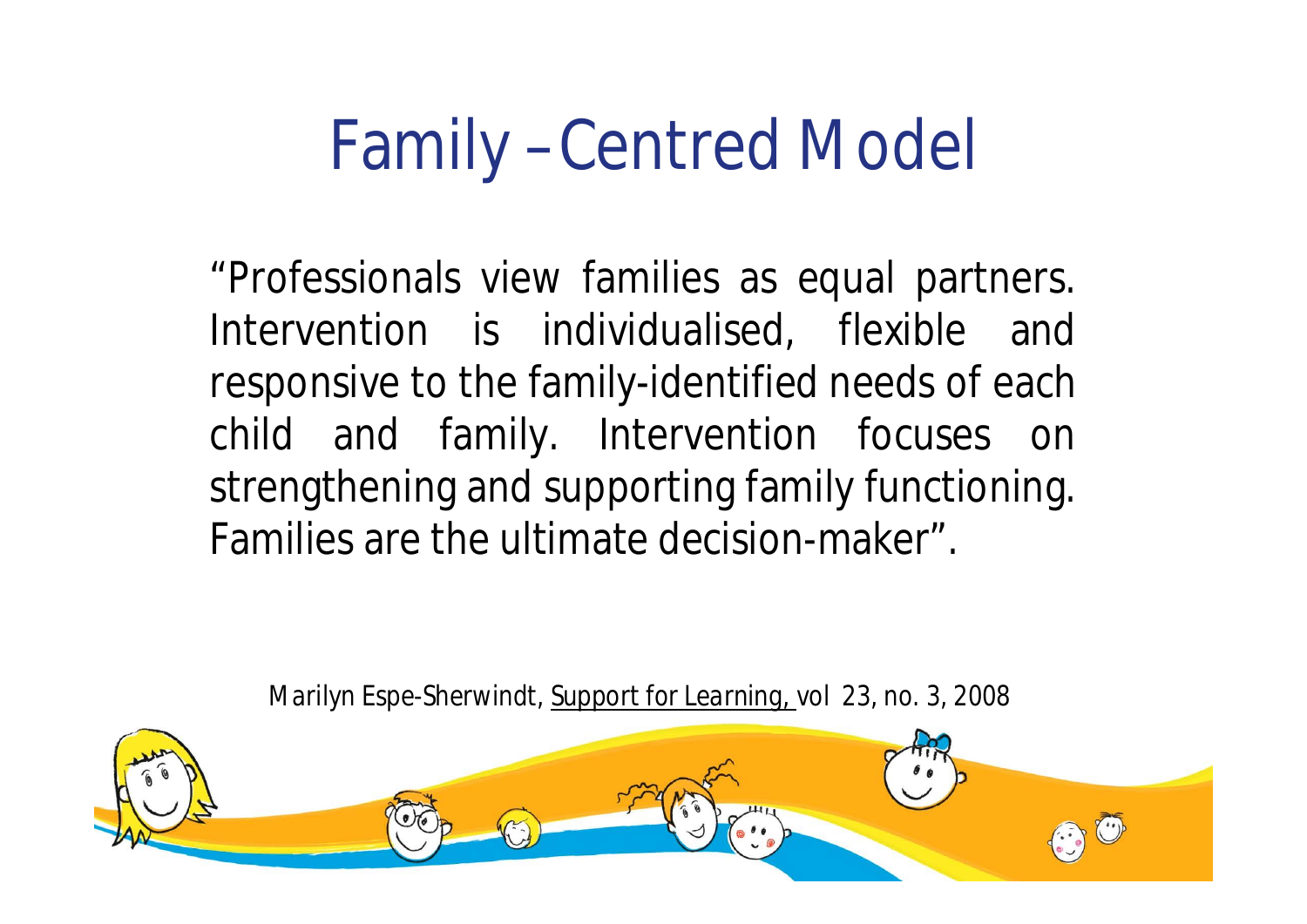# Family – Centred Model

"Professionals view families as equal partners. Intervention is individualised, flexible and responsive to the family-identified needs of each child and family. Intervention focuses on strengthening and supporting family functioning. Families are the ultimate decision-maker".

Marilyn Espe-Sherwindt, Support for Learning, vol 23, no. 3, 2008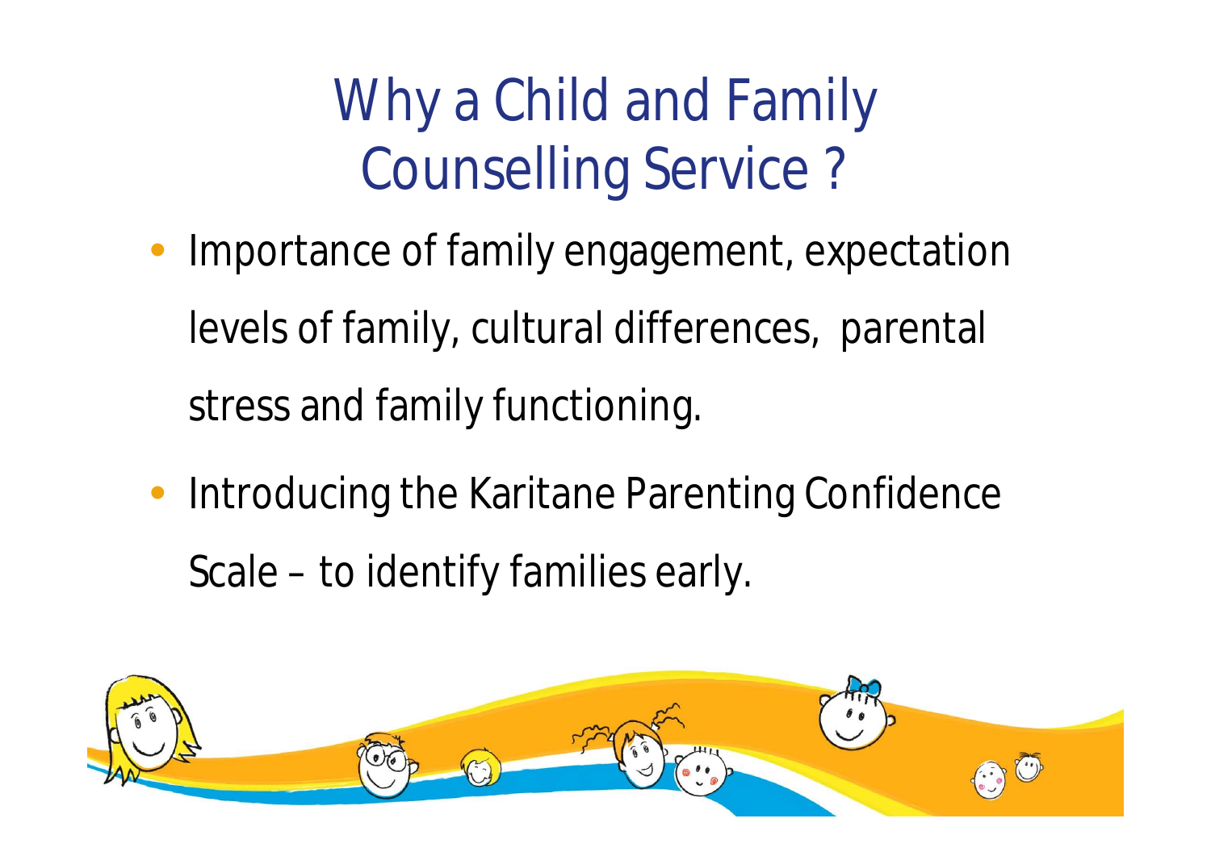# Why a Child and Family Counselling Service ?

- Importance of family engagement, expectation levels of family, cultural differences, parental stress and family functioning.
- Introducing the Karitane Parenting Confidence Scale – to identify families early.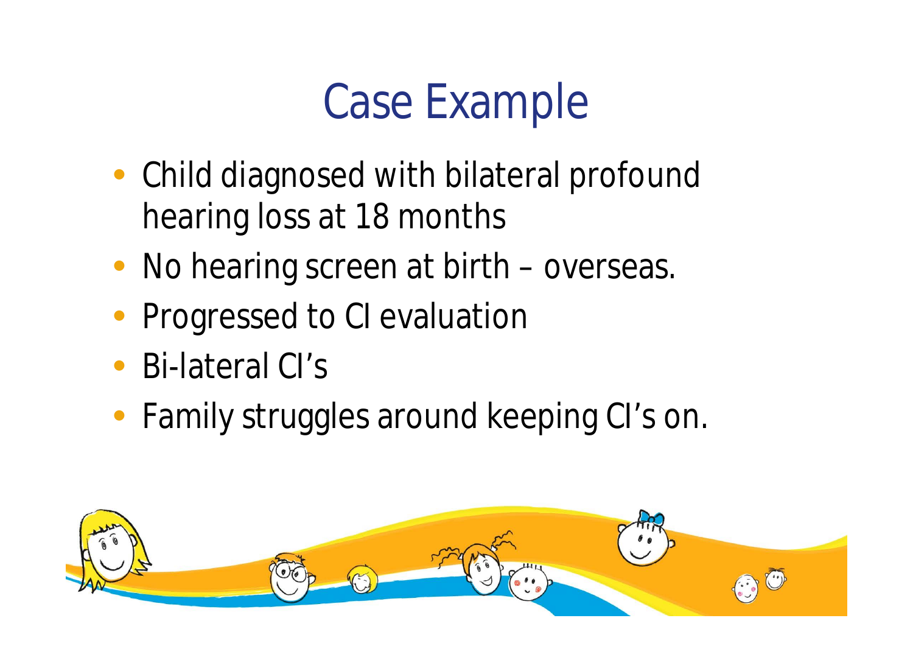# Case Example

- Child diagnosed with bilateral profound hearing loss at 18 months
- No hearing screen at birth – overseas.
- Progressed to CI evaluation
- Bi-lateral CI's
- Family struggles around keeping CI's on.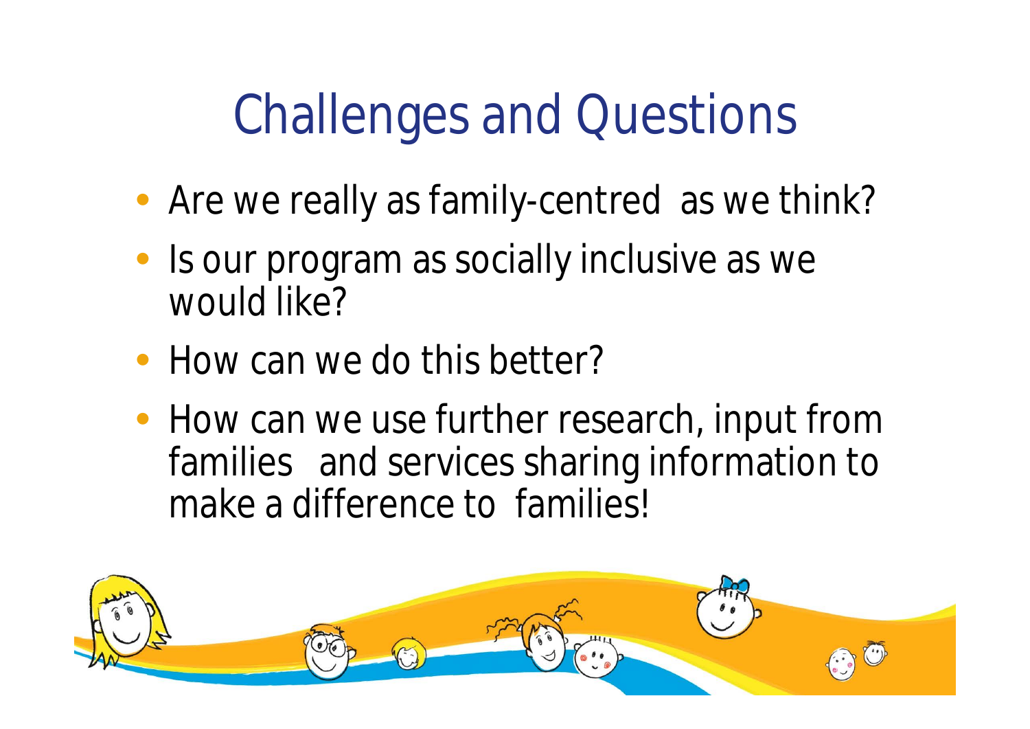# Challenges and Questions

- Are we really as family-centred as we think?
- Is our program as socially inclusive as we would like?
- How can we do this better?
- How can we use further research, input from families and services sharing information to make a difference to families!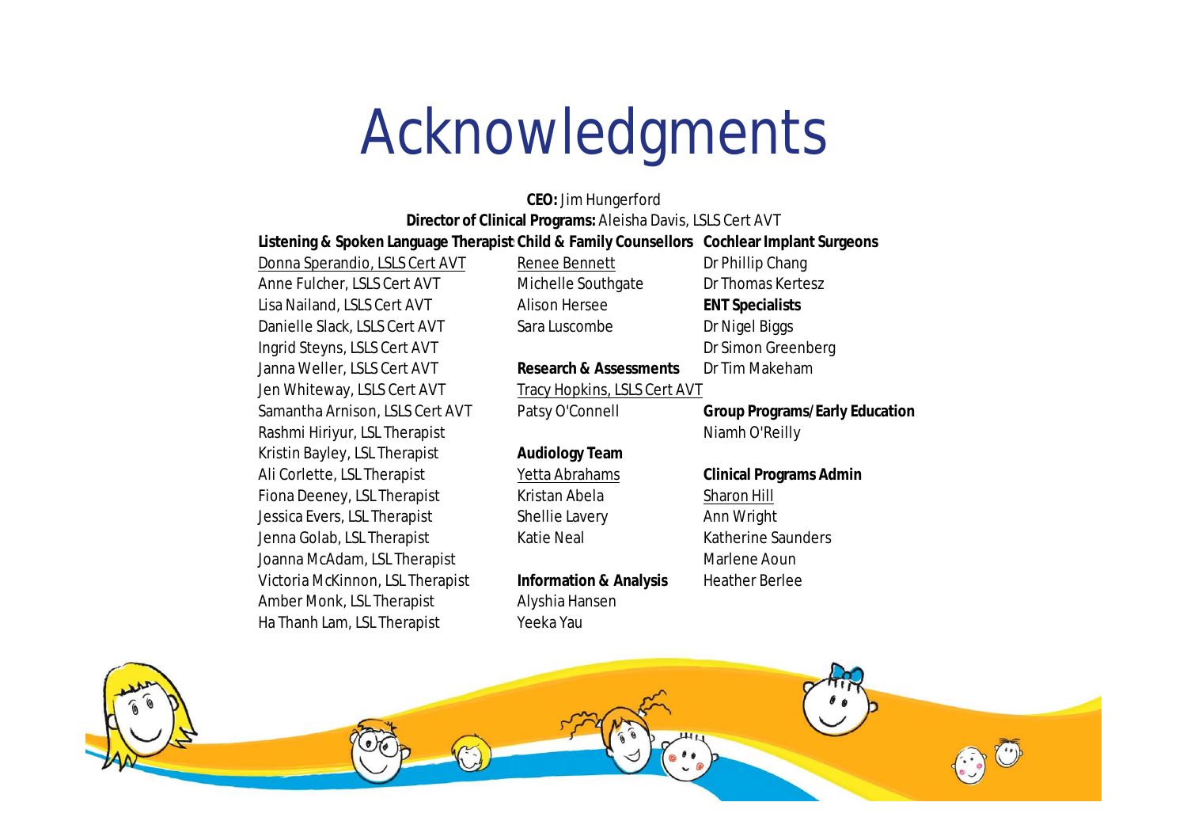# Acknowledgments

**CEO:** Jim Hungerford

**Director of Clinical Programs:** Aleisha Davis, LSLS Cert AVT

**Listening & Spoken Language Therapists**

Donna Sperandio, LSLS Cert AVT
Anne Fulcher, LSLS Cert AVT
Lisa Nailand, LSLS Cert AVT
Danielle Slack, LSLS Cert AVT
Ingrid Steyns, LSLS Cert AVT
Janna Weller, LSLS Cert AVT
Jen Whiteway, LSLS Cert AVT
Samantha Arnison, LSLS Cert AVT
Rashmi Hiriyur, LSL Therapist
Kristin Bayley, LSL Therapist
Ali Corlette, LSL Therapist
Fiona Deeney, LSL Therapist
Jessica Evers, LSL Therapist
Jenna Golab, LSL Therapist
Joanna McAdam, LSL Therapist
Victoria McKinnon, LSL Therapist
Amber Monk, LSL Therapist
Ha Thanh Lam, LSL Therapist

**Child & Family Counsellors**

Renee Bennett
Michelle Southgate
Alison Hersee
Sara Luscombe

**Research & Assessments**

Tracy Hopkins, LSLS Cert AVT
Patsy O'Connell

**Audiology Team**

Yetta Abrahams
Kristan Abela
Shellie Lavery
Katie Neal

**Information & Analysis**

Alyshia Hansen
Yeeka Yau

**Cochlear Implant Surgeons**

Dr Phillip Chang
Dr Thomas Kertesz

**ENT Specialists**

Dr Nigel Biggs
Dr Simon Greenberg
Dr Tim Makeham

**Group Programs/Early Education**

Niamh O'Reilly

**Clinical Programs Admin**

Sharon Hill
Ann Wright
Katherine Saunders
Marlene Aoun
Heather Berlee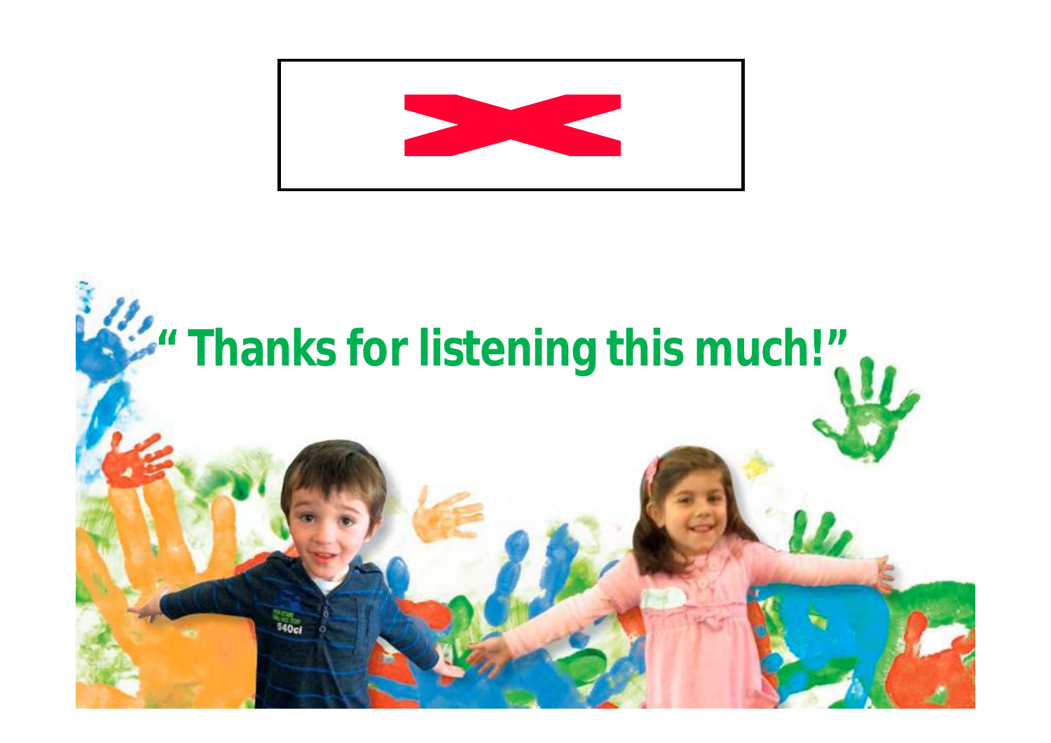“ Thanks for listening this much!”